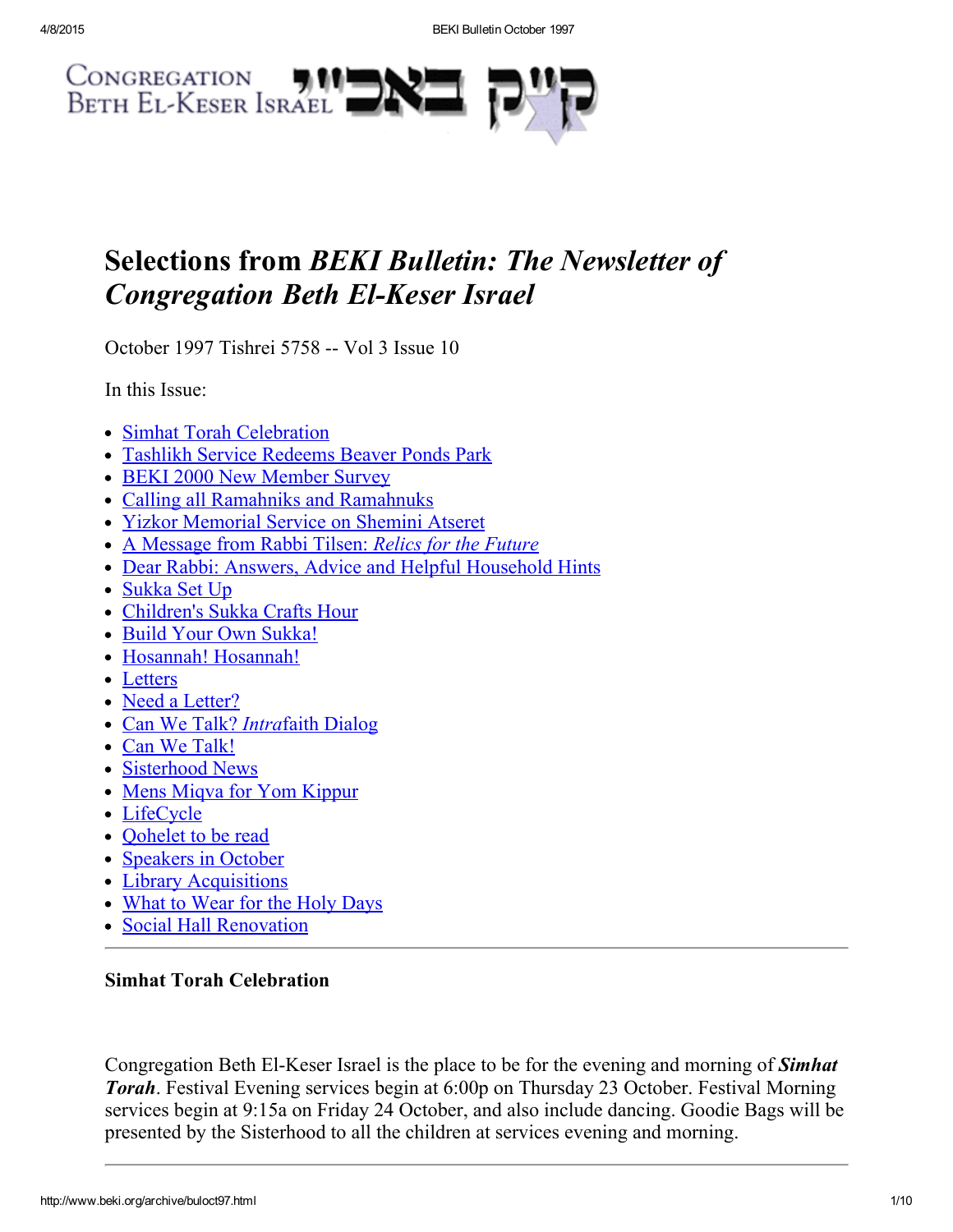Congregation Beth El-Keser Israel קֶי״ק באכ״י

# Selections from *BEKI Bulletin: The Newsletter of Congregation Beth El-Keser Israel*

October 1997 Tishrei 5758 -- Vol 3 Issue 10

In this Issue:

- Simhat Torah Celebration
- Tashlikh Service Redeems Beaver Ponds Park
- BEKI 2000 New Member Survey
- Calling all Ramahniks and Ramahnuks
- Yizkor Memorial Service on Shemini Atseret
- A Message from Rabbi Tilsen: *Relics for the Future*
- Dear Rabbi: Answers, Advice and Helpful Household Hints
- Sukka Set Up
- Children's Sukka Crafts Hour
- Build Your Own Sukka!
- Hosannah! Hosannah!
- Letters
- Need a Letter?
- Can We Talk? *Intra*faith Dialog
- Can We Talk!
- Sisterhood News
- Mens Miqva for Yom Kippur
- LifeCycle
- Qohelet to be read
- Speakers in October
- Library Acquisitions
- What to Wear for the Holy Days
- Social Hall Renovation

---

### Simhat Torah Celebration

Congregation Beth El-Keser Israel is the place to be for the evening and morning of ***Simhat Torah***. Festival Evening services begin at 6:00p on Thursday 23 October. Festival Morning services begin at 9:15a on Friday 24 October, and also include dancing. Goodie Bags will be presented by the Sisterhood to all the children at services evening and morning.

---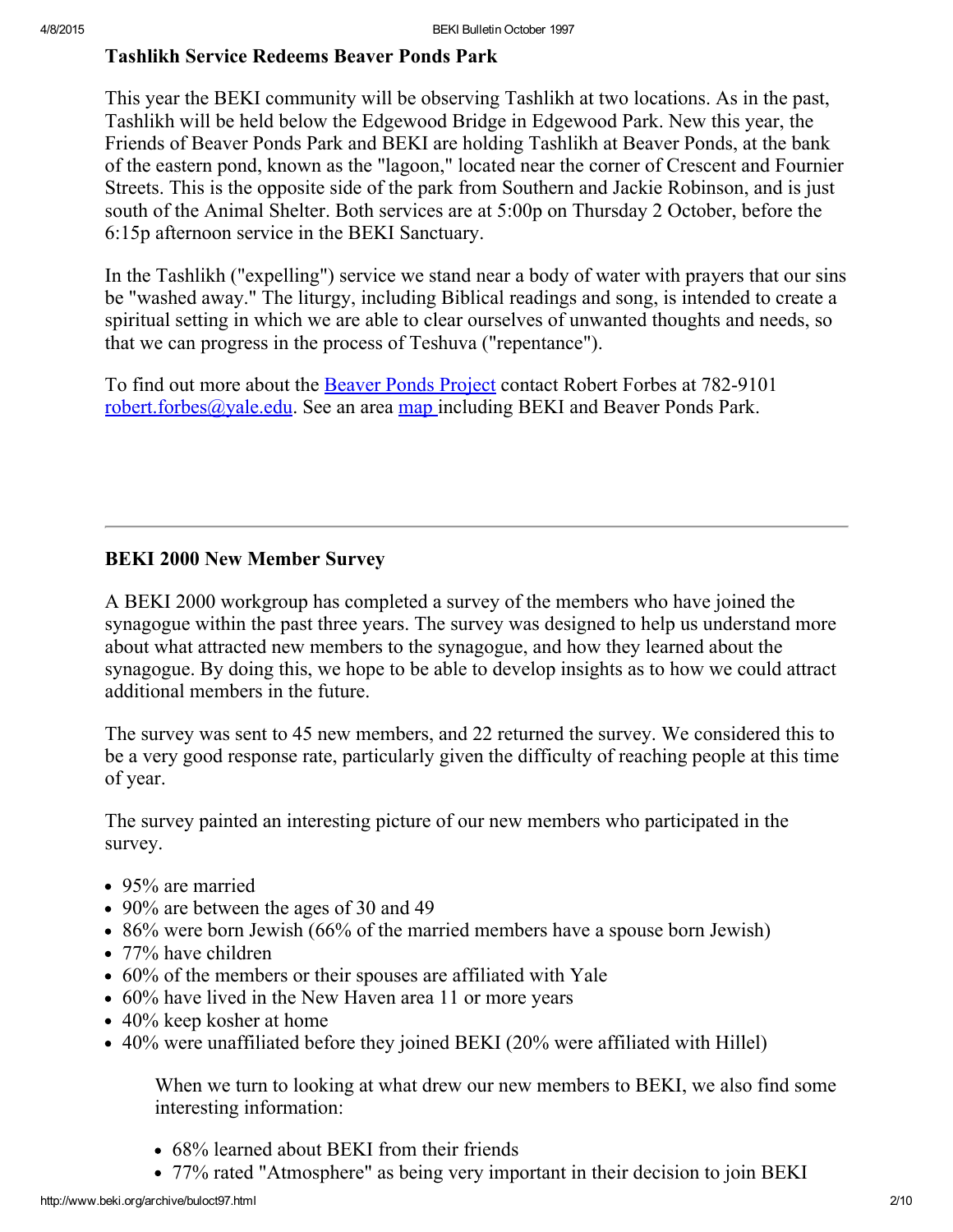### Tashlikh Service Redeems Beaver Ponds Park

This year the BEKI community will be observing Tashlikh at two locations. As in the past, Tashlikh will be held below the Edgewood Bridge in Edgewood Park. New this year, the Friends of Beaver Ponds Park and BEKI are holding Tashlikh at Beaver Ponds, at the bank of the eastern pond, known as the "lagoon," located near the corner of Crescent and Fournier Streets. This is the opposite side of the park from Southern and Jackie Robinson, and is just south of the Animal Shelter. Both services are at 5:00p on Thursday 2 October, before the 6:15p afternoon service in the BEKI Sanctuary.

In the Tashlikh ("expelling") service we stand near a body of water with prayers that our sins be "washed away." The liturgy, including Biblical readings and song, is intended to create a spiritual setting in which we are able to clear ourselves of unwanted thoughts and needs, so that we can progress in the process of Teshuva ("repentance").

To find out more about the Beaver Ponds Project contact Robert Forbes at 782-9101 robert.forbes@yale.edu. See an area map including BEKI and Beaver Ponds Park.

---

### BEKI 2000 New Member Survey

A BEKI 2000 workgroup has completed a survey of the members who have joined the synagogue within the past three years. The survey was designed to help us understand more about what attracted new members to the synagogue, and how they learned about the synagogue. By doing this, we hope to be able to develop insights as to how we could attract additional members in the future.

The survey was sent to 45 new members, and 22 returned the survey. We considered this to be a very good response rate, particularly given the difficulty of reaching people at this time of year.

The survey painted an interesting picture of our new members who participated in the survey.

- 95% are married
- 90% are between the ages of 30 and 49
- 86% were born Jewish (66% of the married members have a spouse born Jewish)
- 77% have children
- 60% of the members or their spouses are affiliated with Yale
- 60% have lived in the New Haven area 11 or more years
- 40% keep kosher at home
- 40% were unaffiliated before they joined BEKI (20% were affiliated with Hillel)

When we turn to looking at what drew our new members to BEKI, we also find some interesting information:

- 68% learned about BEKI from their friends
- 77% rated "Atmosphere" as being very important in their decision to join BEKI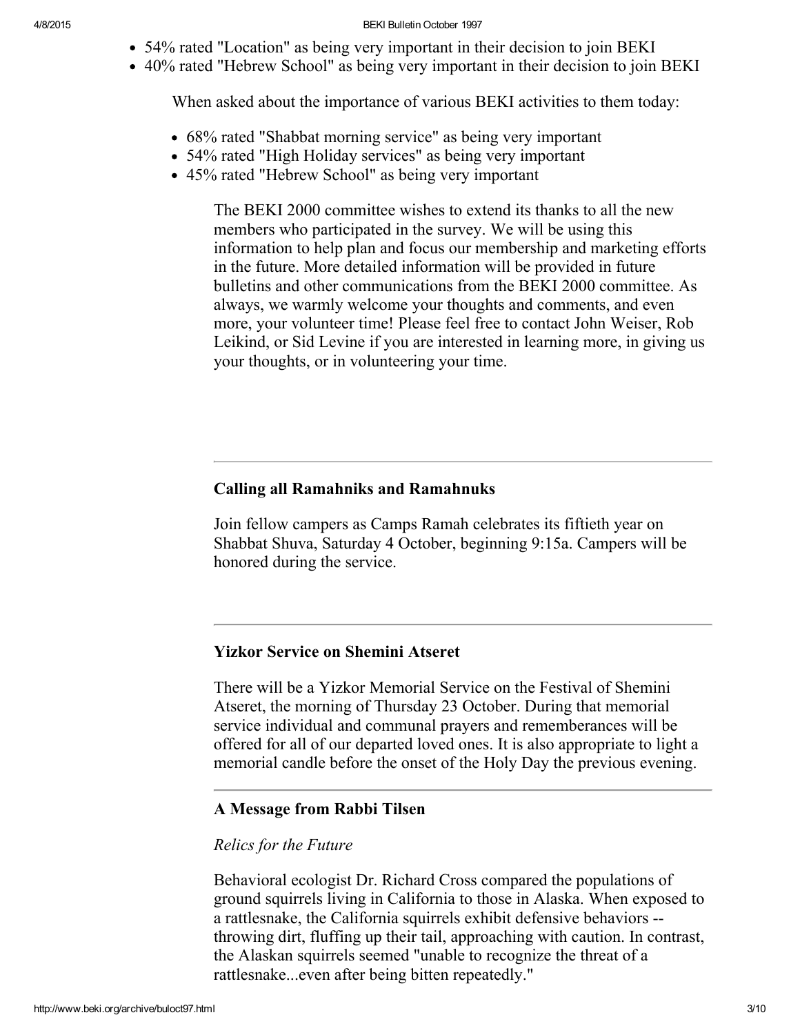- 54% rated "Location" as being very important in their decision to join BEKI
- 40% rated "Hebrew School" as being very important in their decision to join BEKI

When asked about the importance of various BEKI activities to them today:

- 68% rated "Shabbat morning service" as being very important
- 54% rated "High Holiday services" as being very important
- 45% rated "Hebrew School" as being very important

The BEKI 2000 committee wishes to extend its thanks to all the new members who participated in the survey. We will be using this information to help plan and focus our membership and marketing efforts in the future. More detailed information will be provided in future bulletins and other communications from the BEKI 2000 committee. As always, we warmly welcome your thoughts and comments, and even more, your volunteer time! Please feel free to contact John Weiser, Rob Leikind, or Sid Levine if you are interested in learning more, in giving us your thoughts, or in volunteering your time.

---

### Calling all Ramahniks and Ramahnuks

Join fellow campers as Camps Ramah celebrates its fiftieth year on Shabbat Shuva, Saturday 4 October, beginning 9:15a. Campers will be honored during the service.

---

### Yizkor Service on Shemini Atseret

There will be a Yizkor Memorial Service on the Festival of Shemini Atseret, the morning of Thursday 23 October. During that memorial service individual and communal prayers and rememberances will be offered for all of our departed loved ones. It is also appropriate to light a memorial candle before the onset of the Holy Day the previous evening.

---

### A Message from Rabbi Tilsen

*Relics for the Future*

Behavioral ecologist Dr. Richard Cross compared the populations of ground squirrels living in California to those in Alaska. When exposed to a rattlesnake, the California squirrels exhibit defensive behaviors -- throwing dirt, fluffing up their tail, approaching with caution. In contrast, the Alaskan squirrels seemed "unable to recognize the threat of a rattlesnake...even after being bitten repeatedly."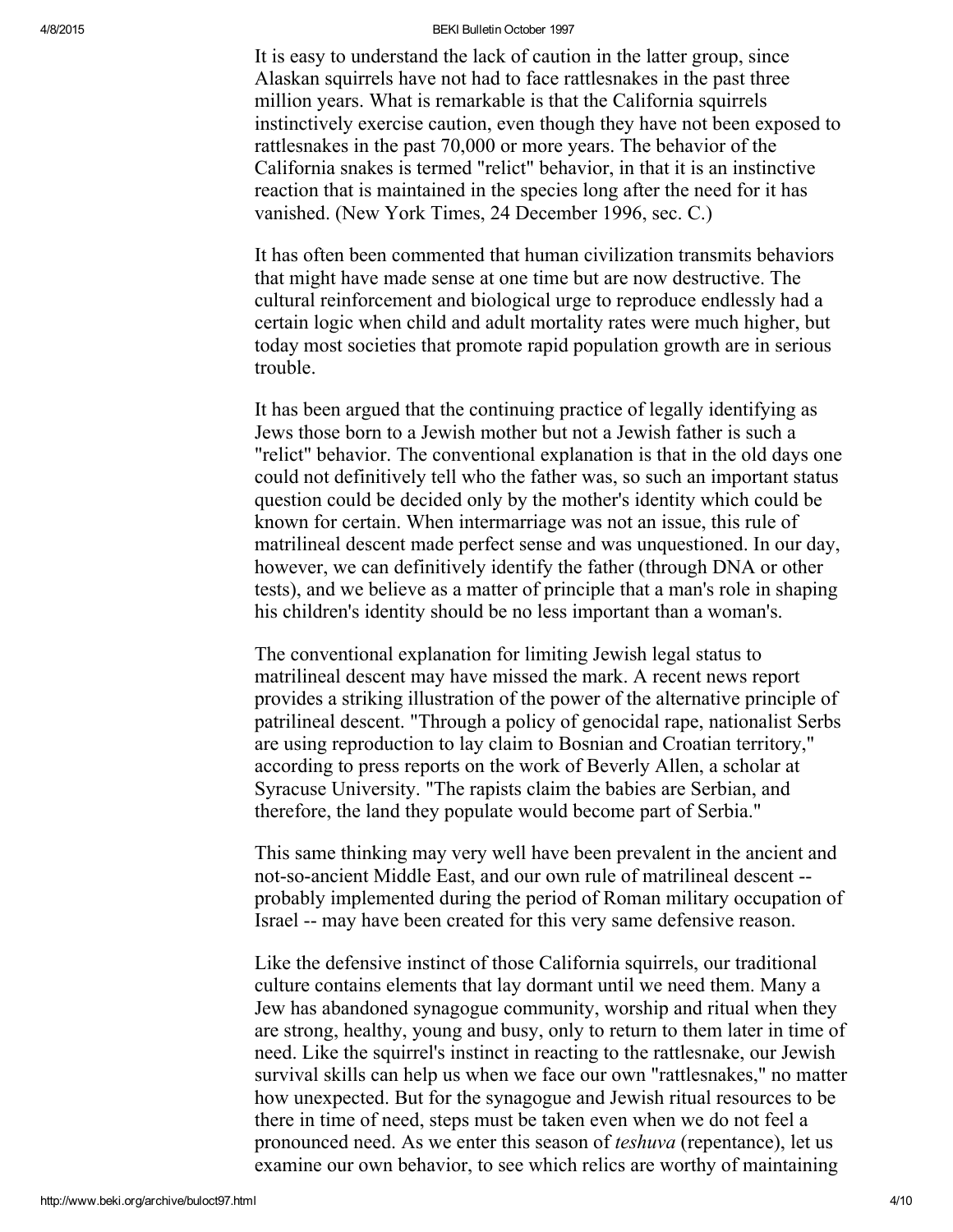It is easy to understand the lack of caution in the latter group, since Alaskan squirrels have not had to face rattlesnakes in the past three million years. What is remarkable is that the California squirrels instinctively exercise caution, even though they have not been exposed to rattlesnakes in the past 70,000 or more years. The behavior of the California snakes is termed "relict" behavior, in that it is an instinctive reaction that is maintained in the species long after the need for it has vanished. (New York Times, 24 December 1996, sec. C.)

It has often been commented that human civilization transmits behaviors that might have made sense at one time but are now destructive. The cultural reinforcement and biological urge to reproduce endlessly had a certain logic when child and adult mortality rates were much higher, but today most societies that promote rapid population growth are in serious trouble.

It has been argued that the continuing practice of legally identifying as Jews those born to a Jewish mother but not a Jewish father is such a "relict" behavior. The conventional explanation is that in the old days one could not definitively tell who the father was, so such an important status question could be decided only by the mother's identity which could be known for certain. When intermarriage was not an issue, this rule of matrilineal descent made perfect sense and was unquestioned. In our day, however, we can definitively identify the father (through DNA or other tests), and we believe as a matter of principle that a man's role in shaping his children's identity should be no less important than a woman's.

The conventional explanation for limiting Jewish legal status to matrilineal descent may have missed the mark. A recent news report provides a striking illustration of the power of the alternative principle of patrilineal descent. "Through a policy of genocidal rape, nationalist Serbs are using reproduction to lay claim to Bosnian and Croatian territory," according to press reports on the work of Beverly Allen, a scholar at Syracuse University. "The rapists claim the babies are Serbian, and therefore, the land they populate would become part of Serbia."

This same thinking may very well have been prevalent in the ancient and not-so-ancient Middle East, and our own rule of matrilineal descent -- probably implemented during the period of Roman military occupation of Israel -- may have been created for this very same defensive reason.

Like the defensive instinct of those California squirrels, our traditional culture contains elements that lay dormant until we need them. Many a Jew has abandoned synagogue community, worship and ritual when they are strong, healthy, young and busy, only to return to them later in time of need. Like the squirrel's instinct in reacting to the rattlesnake, our Jewish survival skills can help us when we face our own "rattlesnakes," no matter how unexpected. But for the synagogue and Jewish ritual resources to be there in time of need, steps must be taken even when we do not feel a pronounced need. As we enter this season of *teshuva* (repentance), let us examine our own behavior, to see which relics are worthy of maintaining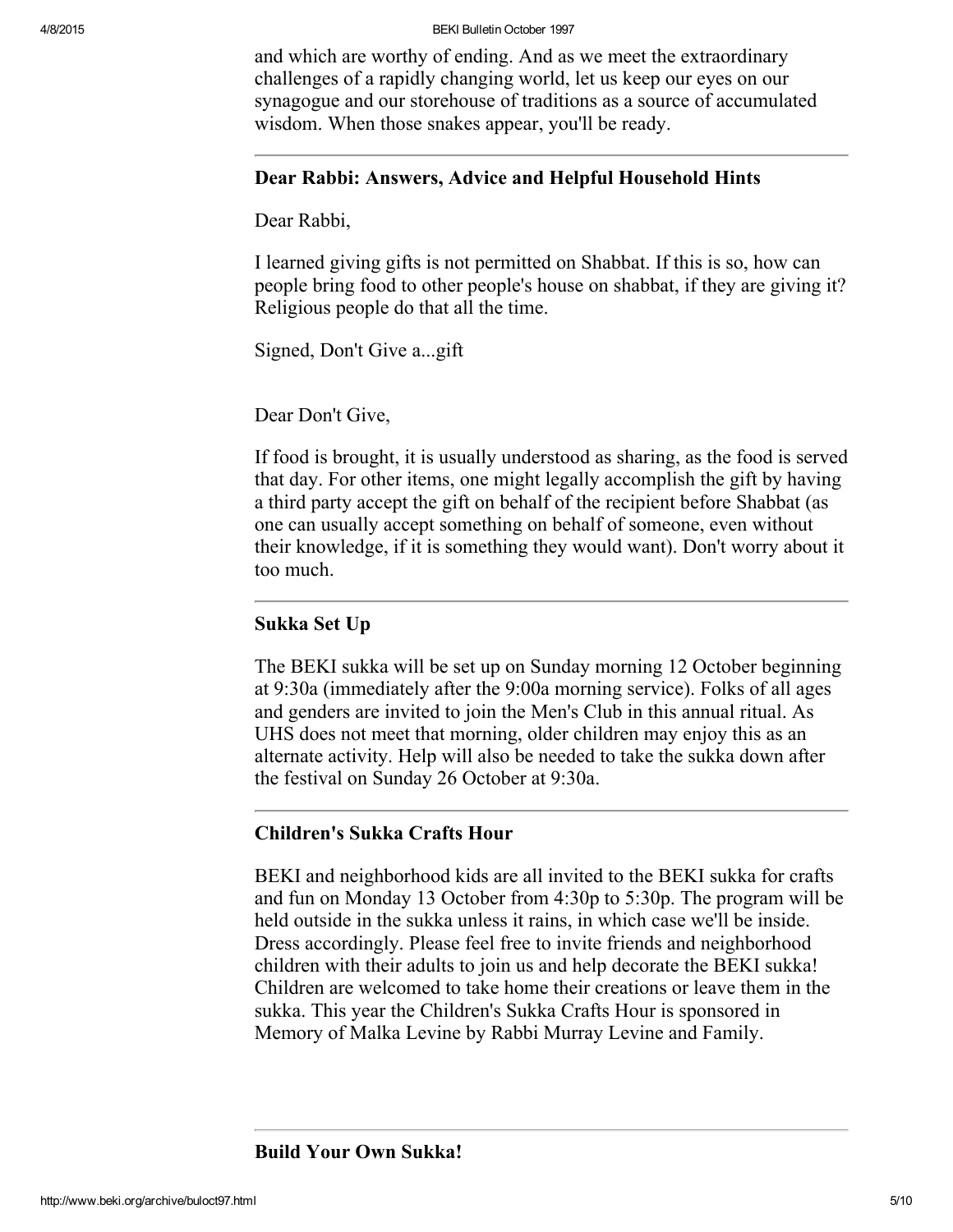and which are worthy of ending. And as we meet the extraordinary challenges of a rapidly changing world, let us keep our eyes on our synagogue and our storehouse of traditions as a source of accumulated wisdom. When those snakes appear, you'll be ready.

---

### Dear Rabbi: Answers, Advice and Helpful Household Hints

Dear Rabbi,

I learned giving gifts is not permitted on Shabbat. If this is so, how can people bring food to other people's house on shabbat, if they are giving it? Religious people do that all the time.

Signed, Don't Give a...gift

Dear Don't Give,

If food is brought, it is usually understood as sharing, as the food is served that day. For other items, one might legally accomplish the gift by having a third party accept the gift on behalf of the recipient before Shabbat (as one can usually accept something on behalf of someone, even without their knowledge, if it is something they would want). Don't worry about it too much.

---

### Sukka Set Up

The BEKI sukka will be set up on Sunday morning 12 October beginning at 9:30a (immediately after the 9:00a morning service). Folks of all ages and genders are invited to join the Men's Club in this annual ritual. As UHS does not meet that morning, older children may enjoy this as an alternate activity. Help will also be needed to take the sukka down after the festival on Sunday 26 October at 9:30a.

---

### Children's Sukka Crafts Hour

BEKI and neighborhood kids are all invited to the BEKI sukka for crafts and fun on Monday 13 October from 4:30p to 5:30p. The program will be held outside in the sukka unless it rains, in which case we'll be inside. Dress accordingly. Please feel free to invite friends and neighborhood children with their adults to join us and help decorate the BEKI sukka! Children are welcomed to take home their creations or leave them in the sukka. This year the Children's Sukka Crafts Hour is sponsored in Memory of Malka Levine by Rabbi Murray Levine and Family.

---

### Build Your Own Sukka!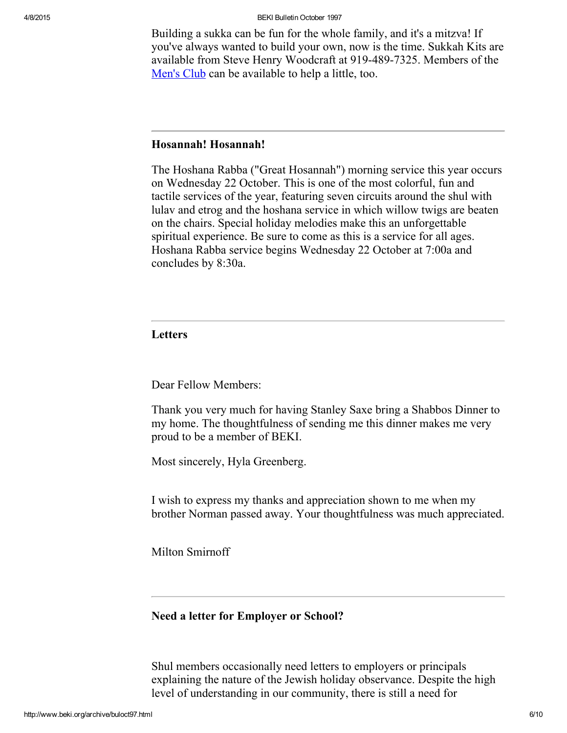Building a sukka can be fun for the whole family, and it's a mitzva! If you've always wanted to build your own, now is the time. Sukkah Kits are available from Steve Henry Woodcraft at 919-489-7325. Members of the Men's Club can be available to help a little, too.

---

### Hosannah! Hosannah!

The Hoshana Rabba ("Great Hosannah") morning service this year occurs on Wednesday 22 October. This is one of the most colorful, fun and tactile services of the year, featuring seven circuits around the shul with lulav and etrog and the hoshana service in which willow twigs are beaten on the chairs. Special holiday melodies make this an unforgettable spiritual experience. Be sure to come as this is a service for all ages. Hoshana Rabba service begins Wednesday 22 October at 7:00a and concludes by 8:30a.

---

### Letters

Dear Fellow Members:

Thank you very much for having Stanley Saxe bring a Shabbos Dinner to my home. The thoughtfulness of sending me this dinner makes me very proud to be a member of BEKI.

Most sincerely, Hyla Greenberg.

I wish to express my thanks and appreciation shown to me when my brother Norman passed away. Your thoughtfulness was much appreciated.

Milton Smirnoff

---

### Need a letter for Employer or School?

Shul members occasionally need letters to employers or principals explaining the nature of the Jewish holiday observance. Despite the high level of understanding in our community, there is still a need for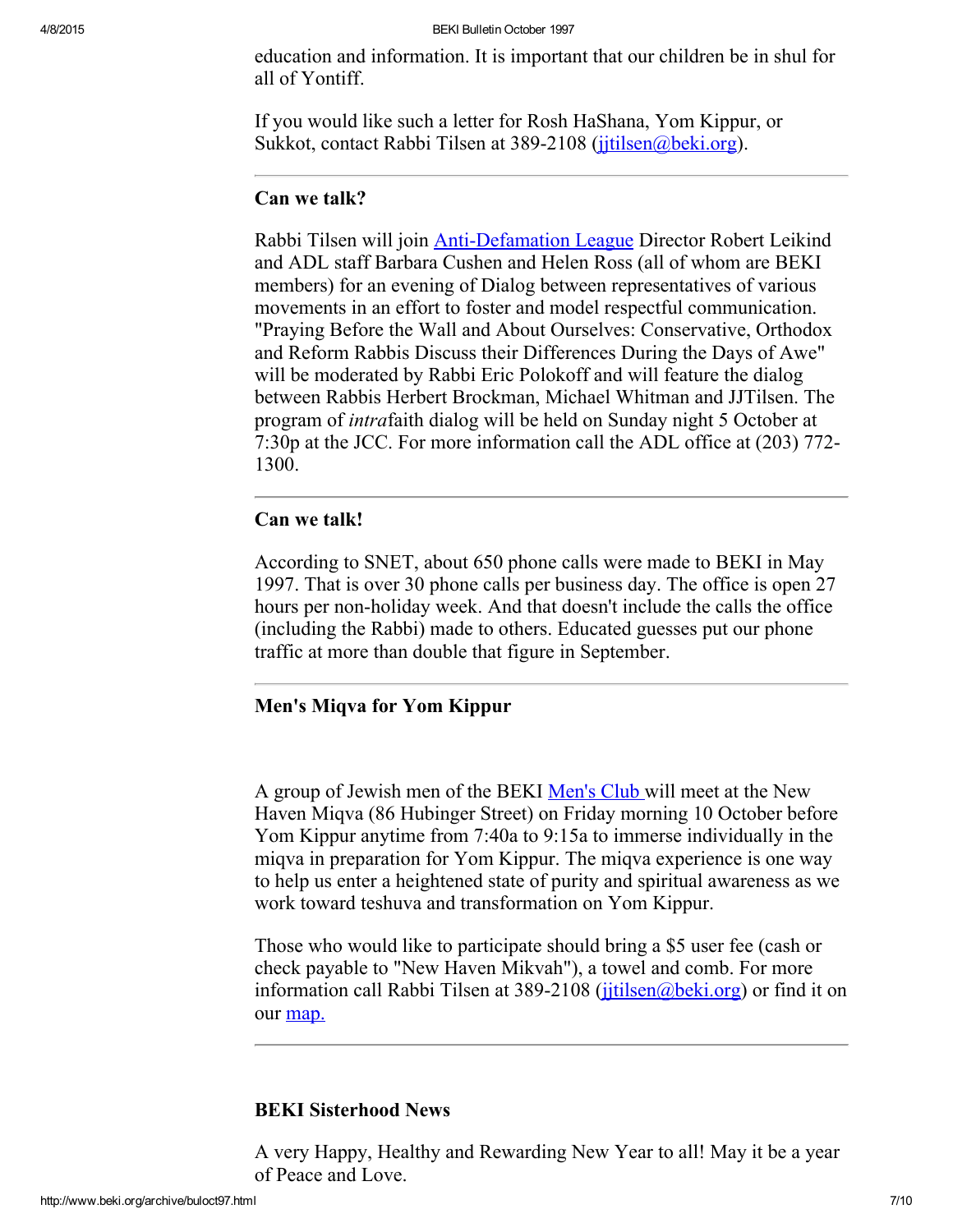education and information. It is important that our children be in shul for all of Yontiff.

If you would like such a letter for Rosh HaShana, Yom Kippur, or Sukkot, contact Rabbi Tilsen at 389-2108 (jjtilsen@beki.org).

---

**Can we talk?**

Rabbi Tilsen will join Anti-Defamation League Director Robert Leikind and ADL staff Barbara Cushen and Helen Ross (all of whom are BEKI members) for an evening of Dialog between representatives of various movements in an effort to foster and model respectful communication. "Praying Before the Wall and About Ourselves: Conservative, Orthodox and Reform Rabbis Discuss their Differences During the Days of Awe" will be moderated by Rabbi Eric Polokoff and will feature the dialog between Rabbis Herbert Brockman, Michael Whitman and JJTilsen. The program of *intra*faith dialog will be held on Sunday night 5 October at 7:30p at the JCC. For more information call the ADL office at (203) 772-1300.

---

**Can we talk!**

According to SNET, about 650 phone calls were made to BEKI in May 1997. That is over 30 phone calls per business day. The office is open 27 hours per non-holiday week. And that doesn't include the calls the office (including the Rabbi) made to others. Educated guesses put our phone traffic at more than double that figure in September.

---

**Men's Miqva for Yom Kippur**

A group of Jewish men of the BEKI Men's Club will meet at the New Haven Miqva (86 Hubinger Street) on Friday morning 10 October before Yom Kippur anytime from 7:40a to 9:15a to immerse individually in the miqva in preparation for Yom Kippur. The miqva experience is one way to help us enter a heightened state of purity and spiritual awareness as we work toward teshuva and transformation on Yom Kippur.

Those who would like to participate should bring a $5 user fee (cash or check payable to "New Haven Mikvah"), a towel and comb. For more information call Rabbi Tilsen at 389-2108 (jjtilsen@beki.org) or find it on our map.

---

**BEKI Sisterhood News**

A very Happy, Healthy and Rewarding New Year to all! May it be a year of Peace and Love.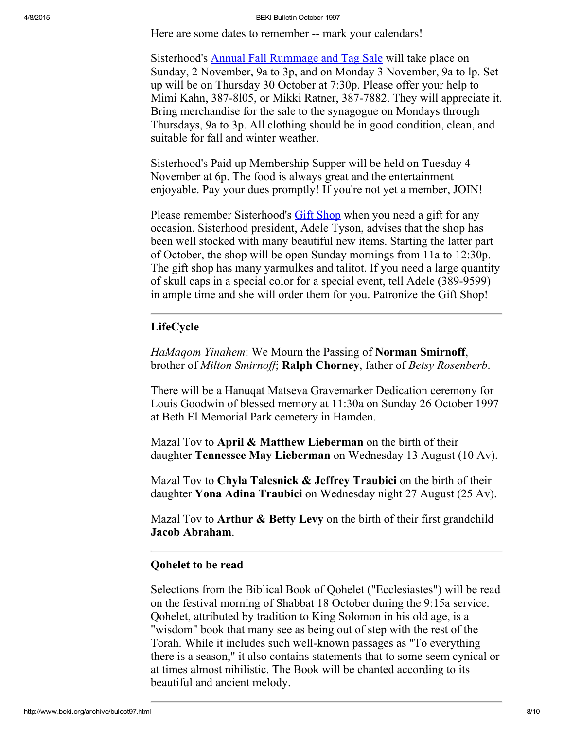Here are some dates to remember -- mark your calendars!

Sisterhood's Annual Fall Rummage and Tag Sale will take place on Sunday, 2 November, 9a to 3p, and on Monday 3 November, 9a to lp. Set up will be on Thursday 30 October at 7:30p. Please offer your help to Mimi Kahn, 387-8l05, or Mikki Ratner, 387-7882. They will appreciate it. Bring merchandise for the sale to the synagogue on Mondays through Thursdays, 9a to 3p. All clothing should be in good condition, clean, and suitable for fall and winter weather.

Sisterhood's Paid up Membership Supper will be held on Tuesday 4 November at 6p. The food is always great and the entertainment enjoyable. Pay your dues promptly! If you're not yet a member, JOIN!

Please remember Sisterhood's Gift Shop when you need a gift for any occasion. Sisterhood president, Adele Tyson, advises that the shop has been well stocked with many beautiful new items. Starting the latter part of October, the shop will be open Sunday mornings from 11a to 12:30p. The gift shop has many yarmulkes and talitot. If you need a large quantity of skull caps in a special color for a special event, tell Adele (389-9599) in ample time and she will order them for you. Patronize the Gift Shop!

---

### LifeCycle

*HaMaqom Yinahem*: We Mourn the Passing of **Norman Smirnoff**, brother of *Milton Smirnoff*; **Ralph Chorney**, father of *Betsy Rosenberb*.

There will be a Hanuqat Matseva Gravemarker Dedication ceremony for Louis Goodwin of blessed memory at 11:30a on Sunday 26 October 1997 at Beth El Memorial Park cemetery in Hamden.

Mazal Tov to **April & Matthew Lieberman** on the birth of their daughter **Tennessee May Lieberman** on Wednesday 13 August (10 Av).

Mazal Tov to **Chyla Talesnick & Jeffrey Traubici** on the birth of their daughter **Yona Adina Traubici** on Wednesday night 27 August (25 Av).

Mazal Tov to **Arthur & Betty Levy** on the birth of their first grandchild **Jacob Abraham**.

---

### Qohelet to be read

Selections from the Biblical Book of Qohelet ("Ecclesiastes") will be read on the festival morning of Shabbat 18 October during the 9:15a service. Qohelet, attributed by tradition to King Solomon in his old age, is a "wisdom" book that many see as being out of step with the rest of the Torah. While it includes such well-known passages as "To everything there is a season," it also contains statements that to some seem cynical or at times almost nihilistic. The Book will be chanted according to its beautiful and ancient melody.

---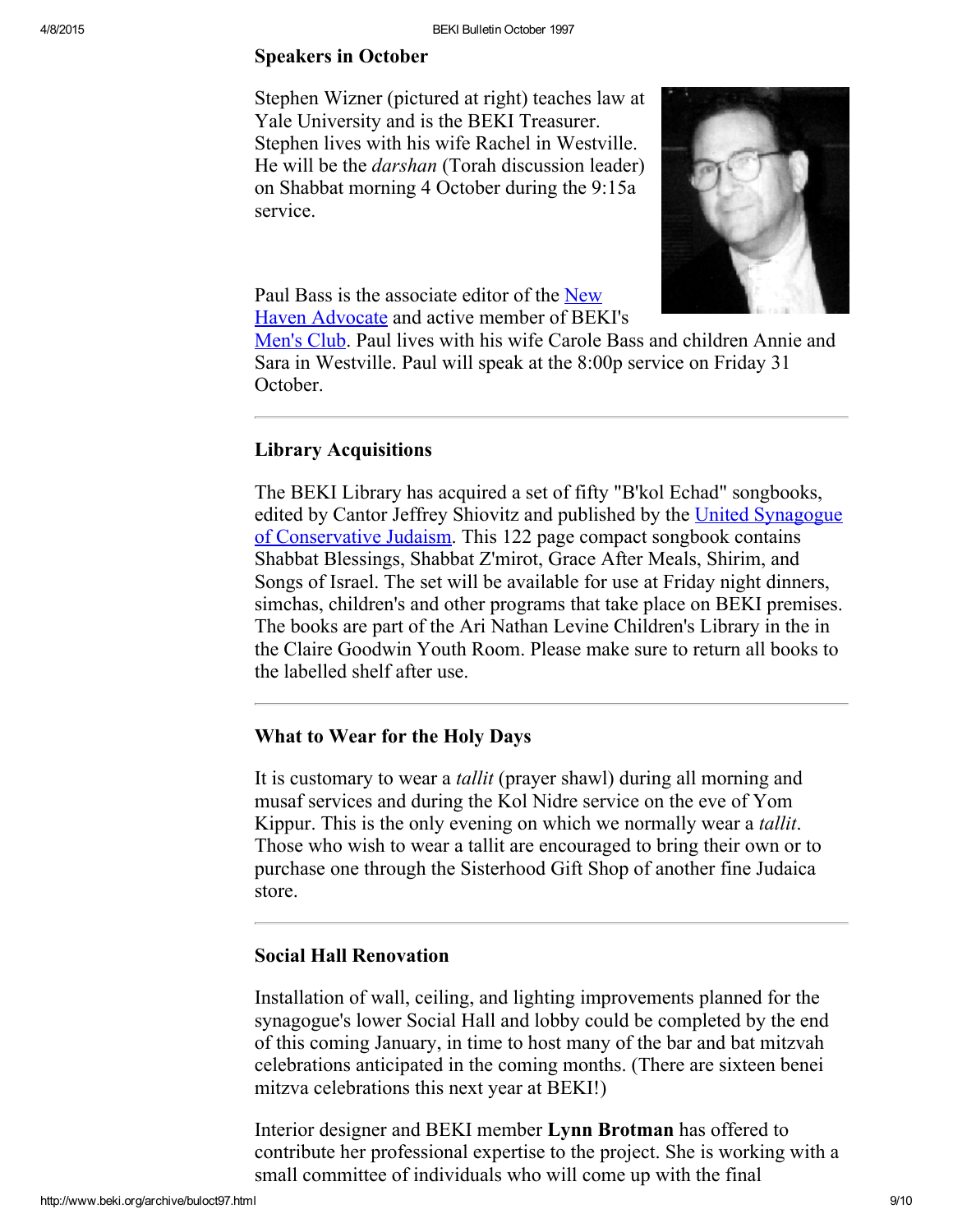### Speakers in October

Stephen Wizner (pictured at right) teaches law at Yale University and is the BEKI Treasurer. Stephen lives with his wife Rachel in Westville. He will be the *darshan* (Torah discussion leader) on Shabbat morning 4 October during the 9:15a service.

Paul Bass is the associate editor of the New Haven Advocate and active member of BEKI's Men's Club. Paul lives with his wife Carole Bass and children Annie and Sara in Westville. Paul will speak at the 8:00p service on Friday 31 October.

---

### Library Acquisitions

The BEKI Library has acquired a set of fifty "B'kol Echad" songbooks, edited by Cantor Jeffrey Shiovitz and published by the United Synagogue of Conservative Judaism. This 122 page compact songbook contains Shabbat Blessings, Shabbat Z'mirot, Grace After Meals, Shirim, and Songs of Israel. The set will be available for use at Friday night dinners, simchas, children's and other programs that take place on BEKI premises. The books are part of the Ari Nathan Levine Children's Library in the in the Claire Goodwin Youth Room. Please make sure to return all books to the labelled shelf after use.

---

### What to Wear for the Holy Days

It is customary to wear a *tallit* (prayer shawl) during all morning and musaf services and during the Kol Nidre service on the eve of Yom Kippur. This is the only evening on which we normally wear a *tallit*. Those who wish to wear a tallit are encouraged to bring their own or to purchase one through the Sisterhood Gift Shop of another fine Judaica store.

---

### Social Hall Renovation

Installation of wall, ceiling, and lighting improvements planned for the synagogue's lower Social Hall and lobby could be completed by the end of this coming January, in time to host many of the bar and bat mitzvah celebrations anticipated in the coming months. (There are sixteen benei mitzva celebrations this next year at BEKI!)

Interior designer and BEKI member **Lynn Brotman** has offered to contribute her professional expertise to the project. She is working with a small committee of individuals who will come up with the final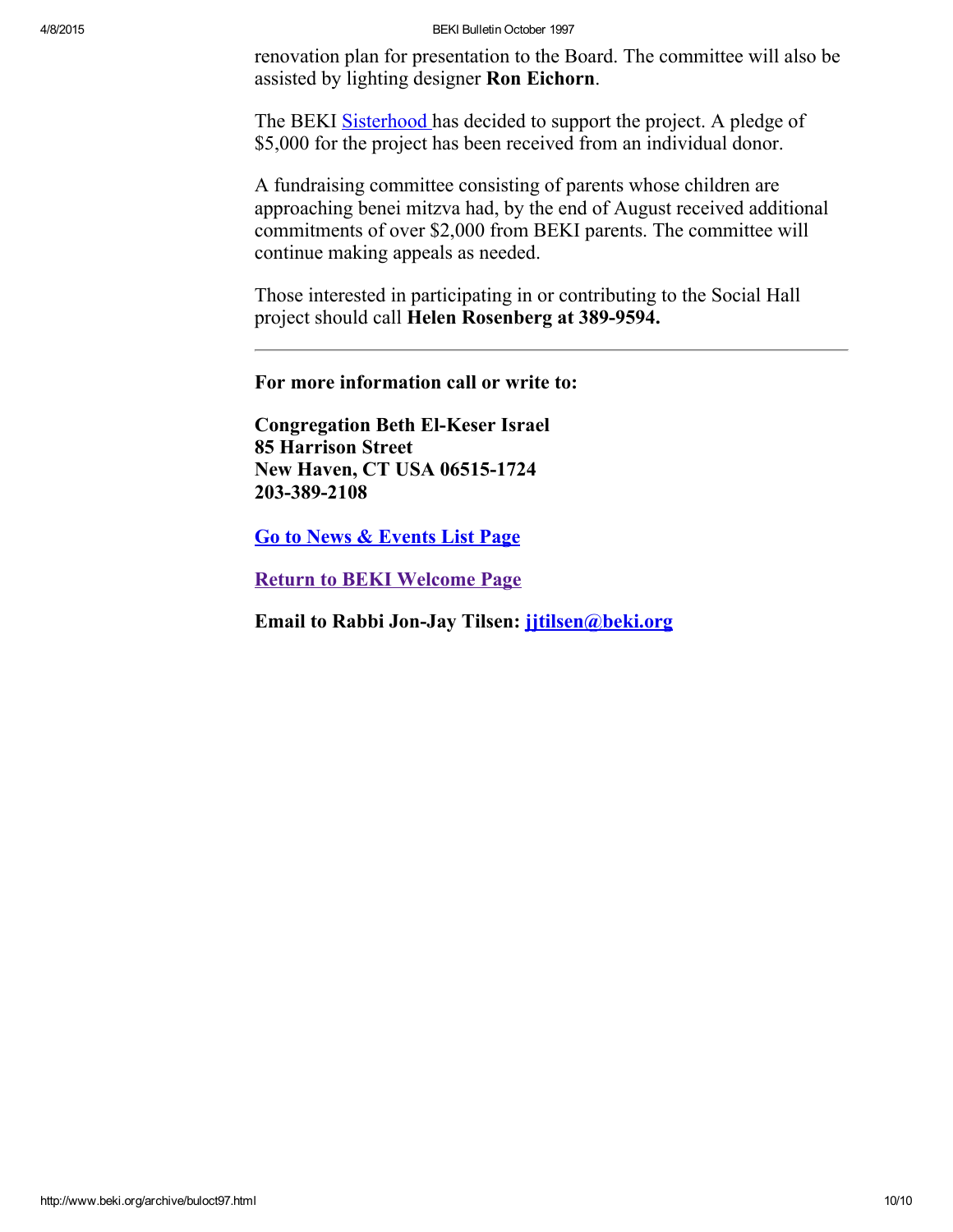renovation plan for presentation to the Board. The committee will also be assisted by lighting designer **Ron Eichorn**.

The BEKI Sisterhood has decided to support the project. A pledge of $5,000 for the project has been received from an individual donor.

A fundraising committee consisting of parents whose children are approaching benei mitzva had, by the end of August received additional commitments of over $2,000 from BEKI parents. The committee will continue making appeals as needed.

Those interested in participating in or contributing to the Social Hall project should call **Helen Rosenberg at 389-9594.**

---

**For more information call or write to:**

**Congregation Beth El-Keser Israel**
**85 Harrison Street**
**New Haven, CT USA 06515-1724**
**203-389-2108**

**Go to News & Events List Page**

**Return to BEKI Welcome Page**

**Email to Rabbi Jon-Jay Tilsen: jjtilsen@beki.org**